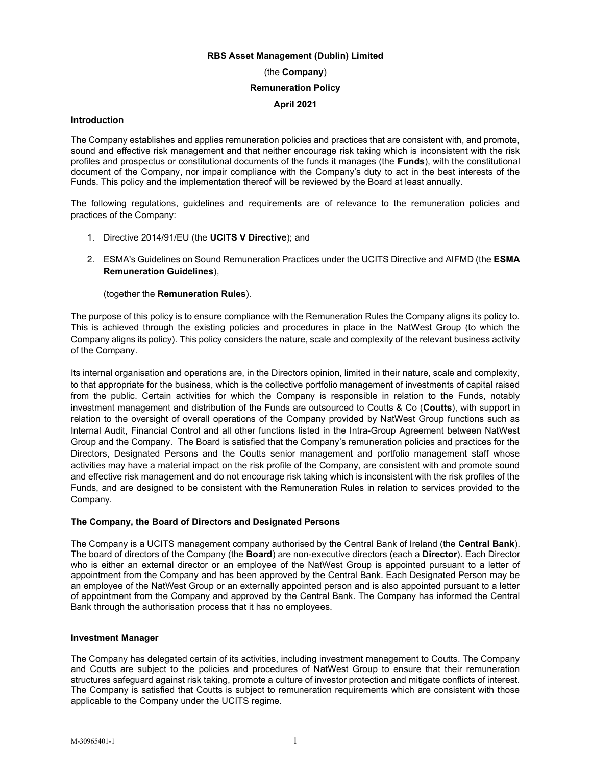**RBS Asset Management (Dublin) Limited**

(the **Company**)

**Remuneration Policy**

**April 2021**

**Introduction**

The Company establishes and applies remuneration policies and practices that are consistent with, and promote, sound and effective risk management and that neither encourage risk taking which is inconsistent with the risk profiles and prospectus or constitutional documents of the funds it manages (the **Funds**), with the constitutional document of the Company, nor impair compliance with the Company's duty to act in the best interests of the Funds. This policy and the implementation thereof will be reviewed by the Board at least annually.

The following regulations, guidelines and requirements are of relevance to the remuneration policies and practices of the Company:

1. Directive 2014/91/EU (the **UCITS V Directive**); and
2. ESMA's Guidelines on Sound Remuneration Practices under the UCITS Directive and AIFMD (the **ESMA Remuneration Guidelines**),

   (together the **Remuneration Rules**).

The purpose of this policy is to ensure compliance with the Remuneration Rules the Company aligns its policy to. This is achieved through the existing policies and procedures in place in the NatWest Group (to which the Company aligns its policy). This policy considers the nature, scale and complexity of the relevant business activity of the Company.

Its internal organisation and operations are, in the Directors opinion, limited in their nature, scale and complexity, to that appropriate for the business, which is the collective portfolio management of investments of capital raised from the public. Certain activities for which the Company is responsible in relation to the Funds, notably investment management and distribution of the Funds are outsourced to Coutts & Co (**Coutts**), with support in relation to the oversight of overall operations of the Company provided by NatWest Group functions such as Internal Audit, Financial Control and all other functions listed in the Intra-Group Agreement between NatWest Group and the Company. The Board is satisfied that the Company's remuneration policies and practices for the Directors, Designated Persons and the Coutts senior management and portfolio management staff whose activities may have a material impact on the risk profile of the Company, are consistent with and promote sound and effective risk management and do not encourage risk taking which is inconsistent with the risk profiles of the Funds, and are designed to be consistent with the Remuneration Rules in relation to services provided to the Company.

**The Company, the Board of Directors and Designated Persons**

The Company is a UCITS management company authorised by the Central Bank of Ireland (the **Central Bank**). The board of directors of the Company (the **Board**) are non-executive directors (each a **Director**). Each Director who is either an external director or an employee of the NatWest Group is appointed pursuant to a letter of appointment from the Company and has been approved by the Central Bank. Each Designated Person may be an employee of the NatWest Group or an externally appointed person and is also appointed pursuant to a letter of appointment from the Company and approved by the Central Bank. The Company has informed the Central Bank through the authorisation process that it has no employees.

**Investment Manager**

The Company has delegated certain of its activities, including investment management to Coutts. The Company and Coutts are subject to the policies and procedures of NatWest Group to ensure that their remuneration structures safeguard against risk taking, promote a culture of investor protection and mitigate conflicts of interest. The Company is satisfied that Coutts is subject to remuneration requirements which are consistent with those applicable to the Company under the UCITS regime.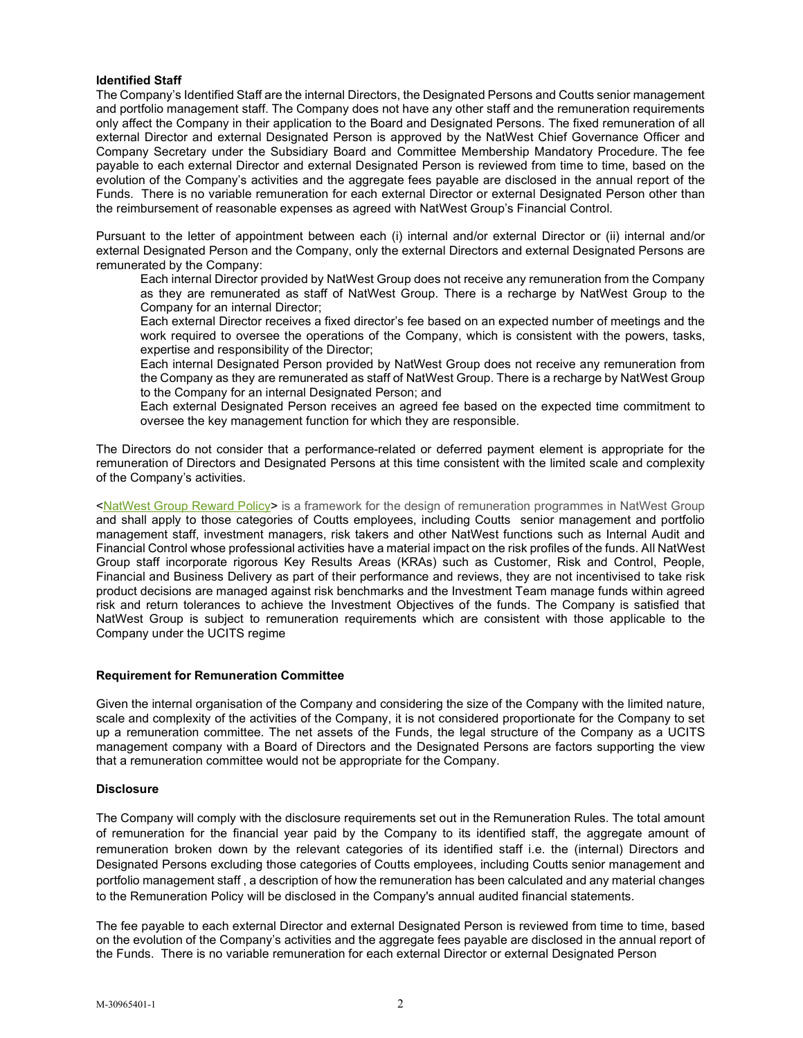### Identified Staff

The Company's Identified Staff are the internal Directors, the Designated Persons and Coutts senior management and portfolio management staff. The Company does not have any other staff and the remuneration requirements only affect the Company in their application to the Board and Designated Persons. The fixed remuneration of all external Director and external Designated Person is approved by the NatWest Chief Governance Officer and Company Secretary under the Subsidiary Board and Committee Membership Mandatory Procedure. The fee payable to each external Director and external Designated Person is reviewed from time to time, based on the evolution of the Company's activities and the aggregate fees payable are disclosed in the annual report of the Funds. There is no variable remuneration for each external Director or external Designated Person other than the reimbursement of reasonable expenses as agreed with NatWest Group's Financial Control.

Pursuant to the letter of appointment between each (i) internal and/or external Director or (ii) internal and/or external Designated Person and the Company, only the external Directors and external Designated Persons are remunerated by the Company:

Each internal Director provided by NatWest Group does not receive any remuneration from the Company as they are remunerated as staff of NatWest Group. There is a recharge by NatWest Group to the Company for an internal Director;

Each external Director receives a fixed director's fee based on an expected number of meetings and the work required to oversee the operations of the Company, which is consistent with the powers, tasks, expertise and responsibility of the Director;

Each internal Designated Person provided by NatWest Group does not receive any remuneration from the Company as they are remunerated as staff of NatWest Group. There is a recharge by NatWest Group to the Company for an internal Designated Person; and

Each external Designated Person receives an agreed fee based on the expected time commitment to oversee the key management function for which they are responsible.

The Directors do not consider that a performance-related or deferred payment element is appropriate for the remuneration of Directors and Designated Persons at this time consistent with the limited scale and complexity of the Company's activities.

<NatWest Group Reward Policy> is a framework for the design of remuneration programmes in NatWest Group and shall apply to those categories of Coutts employees, including Coutts senior management and portfolio management staff, investment managers, risk takers and other NatWest functions such as Internal Audit and Financial Control whose professional activities have a material impact on the risk profiles of the funds. All NatWest Group staff incorporate rigorous Key Results Areas (KRAs) such as Customer, Risk and Control, People, Financial and Business Delivery as part of their performance and reviews, they are not incentivised to take risk product decisions are managed against risk benchmarks and the Investment Team manage funds within agreed risk and return tolerances to achieve the Investment Objectives of the funds. The Company is satisfied that NatWest Group is subject to remuneration requirements which are consistent with those applicable to the Company under the UCITS regime

### Requirement for Remuneration Committee

Given the internal organisation of the Company and considering the size of the Company with the limited nature, scale and complexity of the activities of the Company, it is not considered proportionate for the Company to set up a remuneration committee. The net assets of the Funds, the legal structure of the Company as a UCITS management company with a Board of Directors and the Designated Persons are factors supporting the view that a remuneration committee would not be appropriate for the Company.

### Disclosure

The Company will comply with the disclosure requirements set out in the Remuneration Rules. The total amount of remuneration for the financial year paid by the Company to its identified staff, the aggregate amount of remuneration broken down by the relevant categories of its identified staff i.e. the (internal) Directors and Designated Persons excluding those categories of Coutts employees, including Coutts senior management and portfolio management staff , a description of how the remuneration has been calculated and any material changes to the Remuneration Policy will be disclosed in the Company's annual audited financial statements.

The fee payable to each external Director and external Designated Person is reviewed from time to time, based on the evolution of the Company's activities and the aggregate fees payable are disclosed in the annual report of the Funds. There is no variable remuneration for each external Director or external Designated Person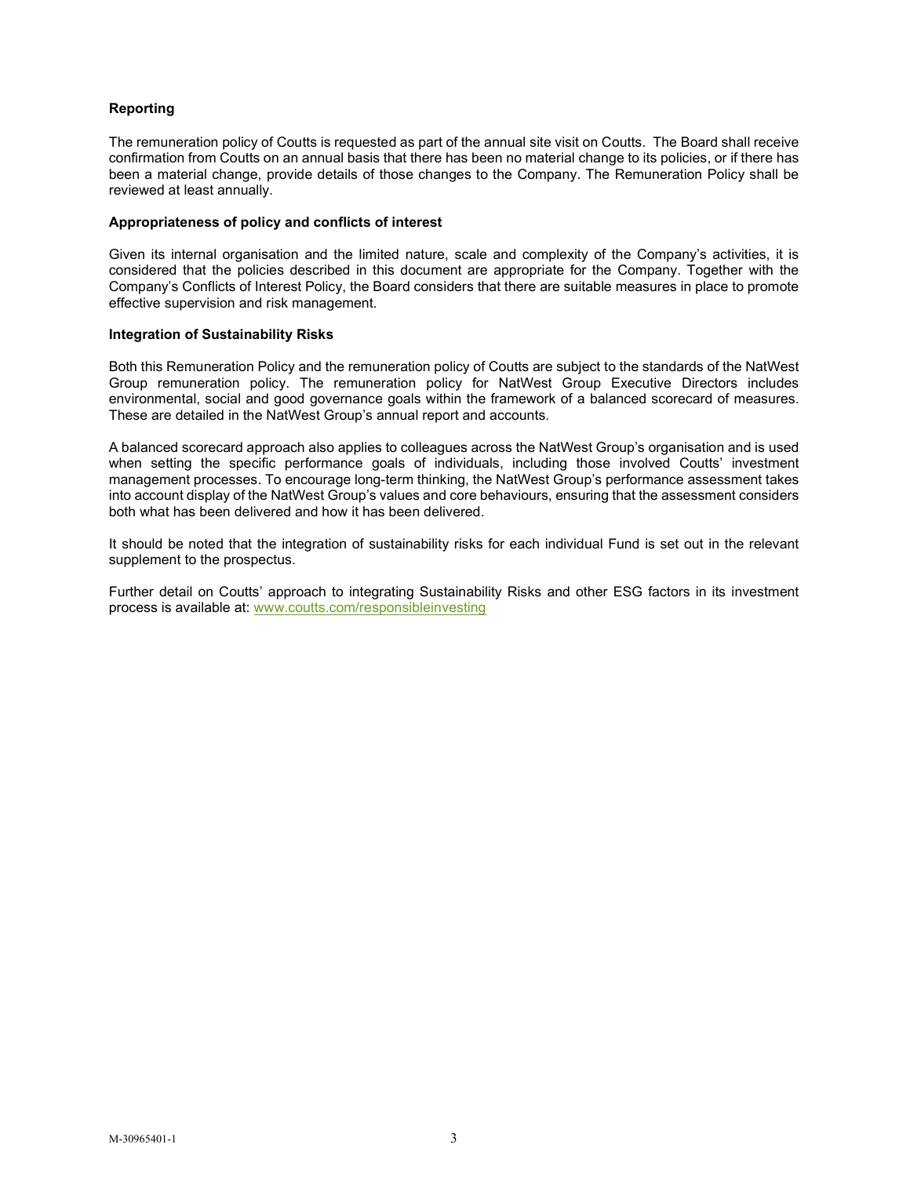**Reporting**

The remuneration policy of Coutts is requested as part of the annual site visit on Coutts. The Board shall receive confirmation from Coutts on an annual basis that there has been no material change to its policies, or if there has been a material change, provide details of those changes to the Company. The Remuneration Policy shall be reviewed at least annually.

**Appropriateness of policy and conflicts of interest**

Given its internal organisation and the limited nature, scale and complexity of the Company's activities, it is considered that the policies described in this document are appropriate for the Company. Together with the Company's Conflicts of Interest Policy, the Board considers that there are suitable measures in place to promote effective supervision and risk management.

**Integration of Sustainability Risks**

Both this Remuneration Policy and the remuneration policy of Coutts are subject to the standards of the NatWest Group remuneration policy. The remuneration policy for NatWest Group Executive Directors includes environmental, social and good governance goals within the framework of a balanced scorecard of measures. These are detailed in the NatWest Group's annual report and accounts.

A balanced scorecard approach also applies to colleagues across the NatWest Group's organisation and is used when setting the specific performance goals of individuals, including those involved Coutts' investment management processes. To encourage long-term thinking, the NatWest Group's performance assessment takes into account display of the NatWest Group's values and core behaviours, ensuring that the assessment considers both what has been delivered and how it has been delivered.

It should be noted that the integration of sustainability risks for each individual Fund is set out in the relevant supplement to the prospectus.

Further detail on Coutts' approach to integrating Sustainability Risks and other ESG factors in its investment process is available at: www.coutts.com/responsibleinvesting